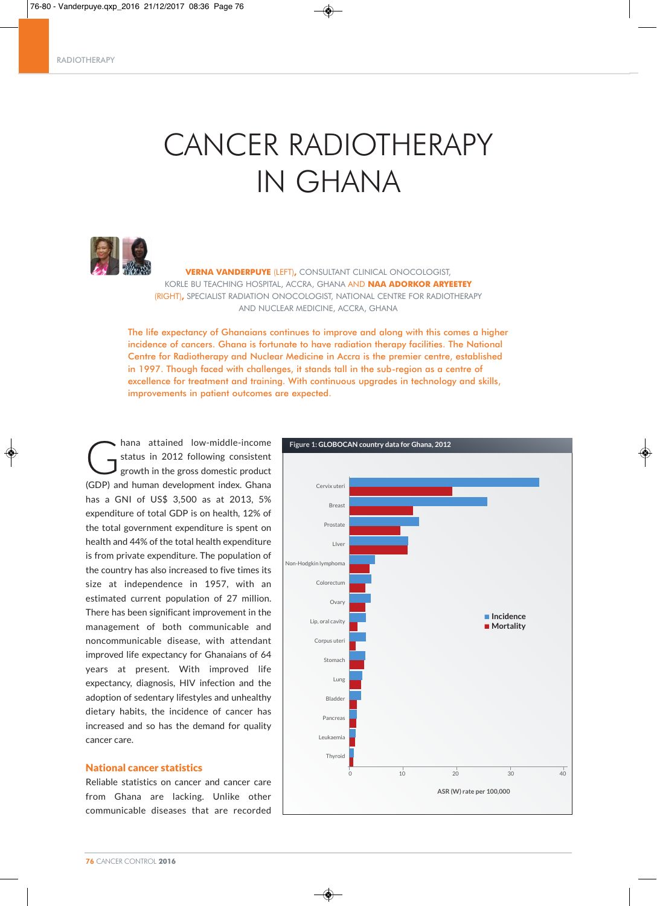# CANCER RADIOTHERAPY IN GHANA

**VERNA VANDERPUYE** (LEFT), CONSULTANT CLINICAL ONOCOLOGIST, KORLE BU TEACHING HOSPITAL, ACCRA, GHANA AND **NAA ADORKOR ARYEETEY** (RIGHT), SPECIALIST RADIATION ONOCOLOGIST, NATIONAL CENTRE FOR RADIOTHERAPY AND NUCLEAR MEDICINE, ACCRA, GHANA

The life expectancy of Ghanaians continues to improve and along with this comes a higher incidence of cancers. Ghana is fortunate to have radiation therapy facilities. The National Centre for Radiotherapy and Nuclear Medicine in Accra is the premier centre, established in 1997. Though faced with challenges, it stands tall in the sub-region as a centre of excellence for treatment and training. With continuous upgrades in technology and skills, improvements in patient outcomes are expected.

Ghana attained low-middle-income status in 2012 following consistent growth in the gross domestic product (GDP) and human development index. Ghana has a GNI of US$ 3,500 as at 2013, 5% expenditure of total GDP is on health, 12% of the total government expenditure is spent on health and 44% of the total health expenditure is from private expenditure. The population of the country has also increased to five times its size at independence in 1957, with an estimated current population of 27 million. There has been significant improvement in the management of both communicable and noncommunicable disease, with attendant improved life expectancy for Ghanaians of 64 years at present. With improved life expectancy, diagnosis, HIV infection and the adoption of sedentary lifestyles and unhealthy dietary habits, the incidence of cancer has increased and so has the demand for quality cancer care.

## National cancer statistics

Reliable statistics on cancer and cancer care from Ghana are lacking. Unlike other communicable diseases that are recorded

**Figure 1: GLOBOCAN country data for Ghana, 2012**

(Bar chart: Incidence and Mortality, ASR (W) rate per 100,000, axis 0–40. Sites: Cervix uteri, Breast, Prostate, Liver, Non-Hodgkin lymphoma, Colorectum, Ovary, Lip, oral cavity, Corpus uteri, Stomach, Lung, Bladder, Pancreas, Leukaemia, Thyroid.)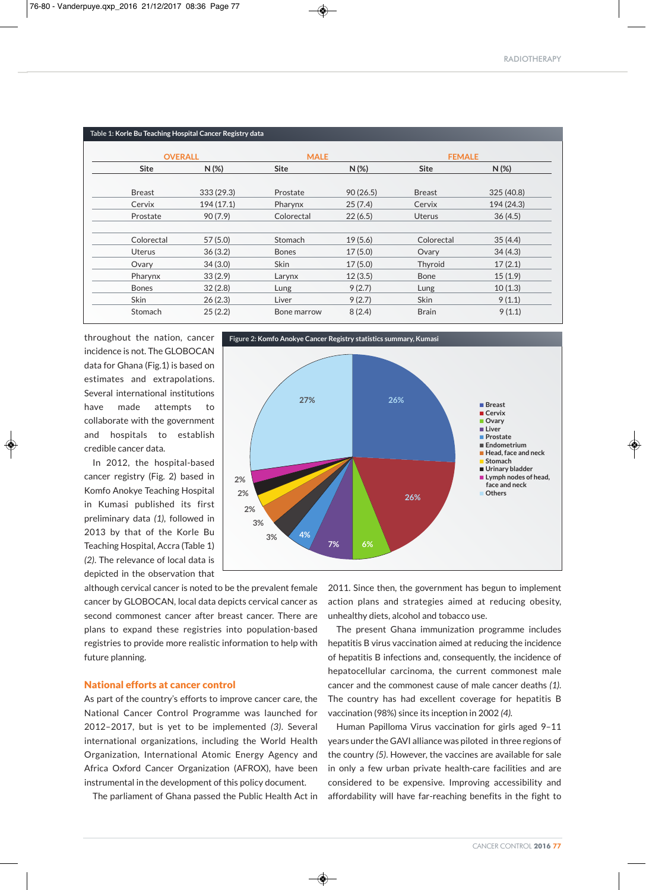Table 1: **Korle Bu Teaching Hospital Cancer Registry data**

| OVERALL | | MALE | | FEMALE | |
|---|---|---|---|---|---|
| Site | N (%) | Site | N (%) | Site | N (%) |
| Breast | 333 (29.3) | Prostate | 90 (26.5) | Breast | 325 (40.8) |
| Cervix | 194 (17.1) | Pharynx | 25 (7.4) | Cervix | 194 (24.3) |
| Prostate | 90 (7.9) | Colorectal | 22 (6.5) | Uterus | 36 (4.5) |
| Colorectal | 57 (5.0) | Stomach | 19 (5.6) | Colorectal | 35 (4.4) |
| Uterus | 36 (3.2) | Bones | 17 (5.0) | Ovary | 34 (4.3) |
| Ovary | 34 (3.0) | Skin | 17 (5.0) | Thyroid | 17 (2.1) |
| Pharynx | 33 (2.9) | Larynx | 12 (3.5) | Bone | 15 (1.9) |
| Bones | 32 (2.8) | Lung | 9 (2.7) | Lung | 10 (1.3) |
| Skin | 26 (2.3) | Liver | 9 (2.7) | Skin | 9 (1.1) |
| Stomach | 25 (2.2) | Bone marrow | 8 (2.4) | Brain | 9 (1.1) |

throughout the nation, cancer incidence is not. The GLOBOCAN data for Ghana (Fig.1) is based on estimates and extrapolations. Several international institutions have made attempts to collaborate with the government and hospitals to establish credible cancer data.

In 2012, the hospital-based cancer registry (Fig. 2) based in Komfo Anokye Teaching Hospital in Kumasi published its first preliminary data *(1)*, followed in 2013 by that of the Korle Bu Teaching Hospital, Accra (Table 1) *(2)*. The relevance of local data is depicted in the observation that although cervical cancer is noted to be the prevalent female cancer by GLOBOCAN, local data depicts cervical cancer as second commonest cancer after breast cancer. There are plans to expand these registries into population-based registries to provide more realistic information to help with future planning.

Figure 2: **Komfo Anokye Cancer Registry statistics summary, Kumasi**

## National efforts at cancer control

As part of the country's efforts to improve cancer care, the National Cancer Control Programme was launched for 2012–2017, but is yet to be implemented *(3)*. Several international organizations, including the World Health Organization, International Atomic Energy Agency and Africa Oxford Cancer Organization (AFROX), have been instrumental in the development of this policy document.

The parliament of Ghana passed the Public Health Act in 2011. Since then, the government has begun to implement action plans and strategies aimed at reducing obesity, unhealthy diets, alcohol and tobacco use.

The present Ghana immunization programme includes hepatitis B virus vaccination aimed at reducing the incidence of hepatitis B infections and, consequently, the incidence of hepatocellular carcinoma, the current commonest male cancer and the commonest cause of male cancer deaths *(1)*. The country has had excellent coverage for hepatitis B vaccination (98%) since its inception in 2002 *(4)*.

Human Papilloma Virus vaccination for girls aged 9–11 years under the GAVI alliance was piloted in three regions of the country *(5)*. However, the vaccines are available for sale in only a few urban private health-care facilities and are considered to be expensive. Improving accessibility and affordability will have far-reaching benefits in the fight to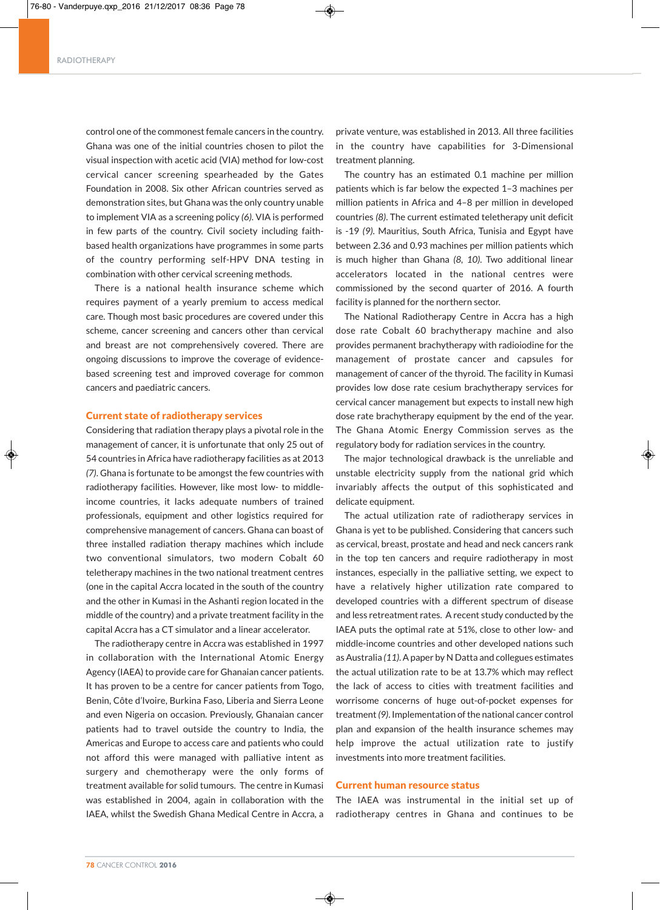control one of the commonest female cancers in the country. Ghana was one of the initial countries chosen to pilot the visual inspection with acetic acid (VIA) method for low-cost cervical cancer screening spearheaded by the Gates Foundation in 2008. Six other African countries served as demonstration sites, but Ghana was the only country unable to implement VIA as a screening policy *(6)*. VIA is performed in few parts of the country. Civil society including faith-based health organizations have programmes in some parts of the country performing self-HPV DNA testing in combination with other cervical screening methods.

There is a national health insurance scheme which requires payment of a yearly premium to access medical care. Though most basic procedures are covered under this scheme, cancer screening and cancers other than cervical and breast are not comprehensively covered. There are ongoing discussions to improve the coverage of evidence-based screening test and improved coverage for common cancers and paediatric cancers.

## Current state of radiotherapy services

Considering that radiation therapy plays a pivotal role in the management of cancer, it is unfortunate that only 25 out of 54 countries in Africa have radiotherapy facilities as at 2013 *(7)*. Ghana is fortunate to be amongst the few countries with radiotherapy facilities. However, like most low- to middle-income countries, it lacks adequate numbers of trained professionals, equipment and other logistics required for comprehensive management of cancers. Ghana can boast of three installed radiation therapy machines which include two conventional simulators, two modern Cobalt 60 teletherapy machines in the two national treatment centres (one in the capital Accra located in the south of the country and the other in Kumasi in the Ashanti region located in the middle of the country) and a private treatment facility in the capital Accra has a CT simulator and a linear accelerator.

The radiotherapy centre in Accra was established in 1997 in collaboration with the International Atomic Energy Agency (IAEA) to provide care for Ghanaian cancer patients. It has proven to be a centre for cancer patients from Togo, Benin, Côte d'Ivoire, Burkina Faso, Liberia and Sierra Leone and even Nigeria on occasion. Previously, Ghanaian cancer patients had to travel outside the country to India, the Americas and Europe to access care and patients who could not afford this were managed with palliative intent as surgery and chemotherapy were the only forms of treatment available for solid tumours. The centre in Kumasi was established in 2004, again in collaboration with the IAEA, whilst the Swedish Ghana Medical Centre in Accra, a private venture, was established in 2013. All three facilities in the country have capabilities for 3-Dimensional treatment planning.

The country has an estimated 0.1 machine per million patients which is far below the expected 1–3 machines per million patients in Africa and 4–8 per million in developed countries *(8)*. The current estimated teletherapy unit deficit is -19 *(9)*. Mauritius, South Africa, Tunisia and Egypt have between 2.36 and 0.93 machines per million patients which is much higher than Ghana *(8, 10)*. Two additional linear accelerators located in the national centres were commissioned by the second quarter of 2016. A fourth facility is planned for the northern sector.

The National Radiotherapy Centre in Accra has a high dose rate Cobalt 60 brachytherapy machine and also provides permanent brachytherapy with radioiodine for the management of prostate cancer and capsules for management of cancer of the thyroid. The facility in Kumasi provides low dose rate cesium brachytherapy services for cervical cancer management but expects to install new high dose rate brachytherapy equipment by the end of the year. The Ghana Atomic Energy Commission serves as the regulatory body for radiation services in the country.

The major technological drawback is the unreliable and unstable electricity supply from the national grid which invariably affects the output of this sophisticated and delicate equipment.

The actual utilization rate of radiotherapy services in Ghana is yet to be published. Considering that cancers such as cervical, breast, prostate and head and neck cancers rank in the top ten cancers and require radiotherapy in most instances, especially in the palliative setting, we expect to have a relatively higher utilization rate compared to developed countries with a different spectrum of disease and less retreatment rates. A recent study conducted by the IAEA puts the optimal rate at 51%, close to other low- and middle-income countries and other developed nations such as Australia *(11)*. A paper by N Datta and collegues estimates the actual utilization rate to be at 13.7% which may reflect the lack of access to cities with treatment facilities and worrisome concerns of huge out-of-pocket expenses for treatment *(9)*. Implementation of the national cancer control plan and expansion of the health insurance schemes may help improve the actual utilization rate to justify investments into more treatment facilities.

## Current human resource status

The IAEA was instrumental in the initial set up of radiotherapy centres in Ghana and continues to be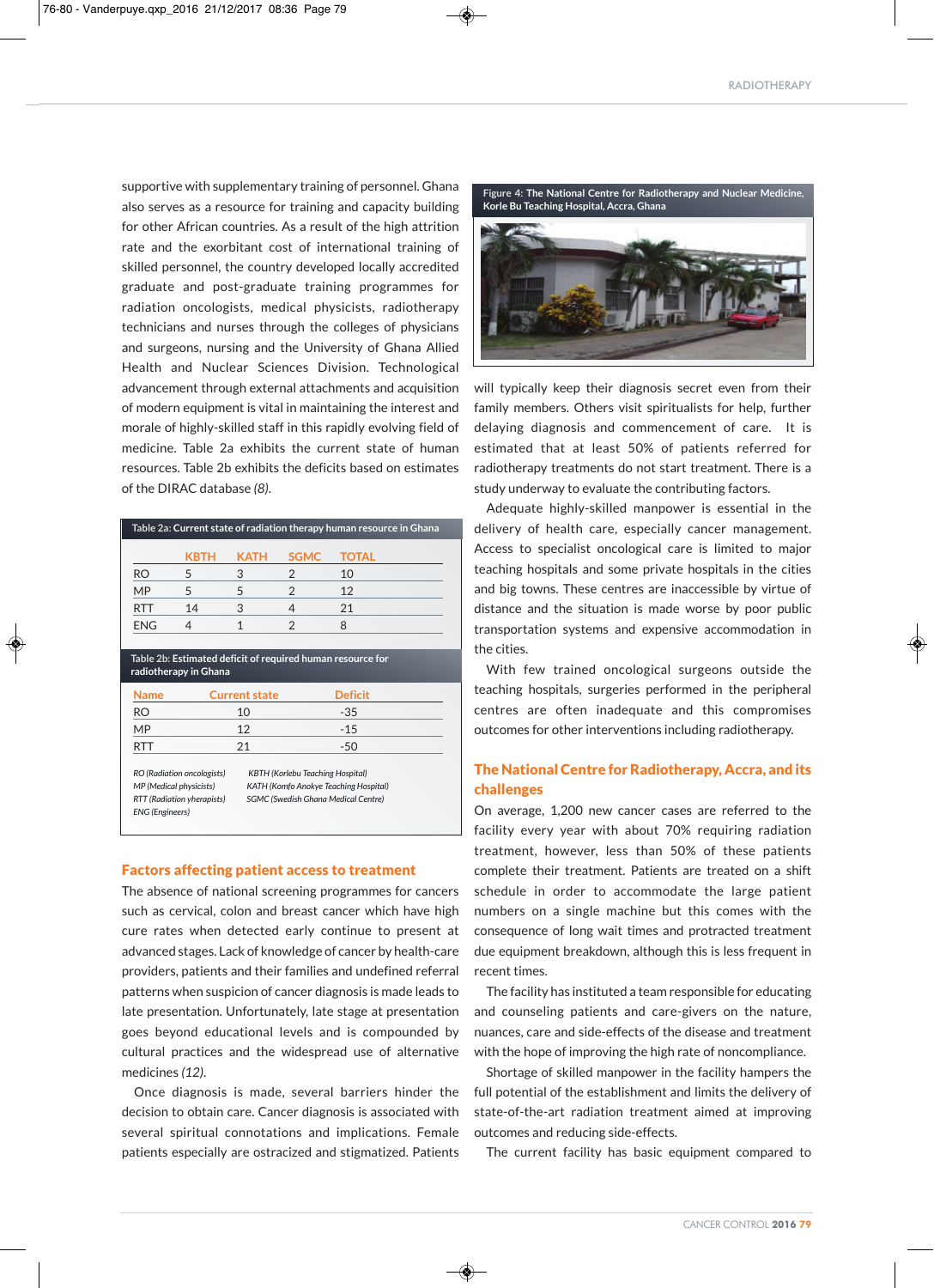supportive with supplementary training of personnel. Ghana also serves as a resource for training and capacity building for other African countries. As a result of the high attrition rate and the exorbitant cost of international training of skilled personnel, the country developed locally accredited graduate and post-graduate training programmes for radiation oncologists, medical physicists, radiotherapy technicians and nurses through the colleges of physicians and surgeons, nursing and the University of Ghana Allied Health and Nuclear Sciences Division. Technological advancement through external attachments and acquisition of modern equipment is vital in maintaining the interest and morale of highly-skilled staff in this rapidly evolving field of medicine. Table 2a exhibits the current state of human resources. Table 2b exhibits the deficits based on estimates of the DIRAC database *(8)*.

**Table 2a: Current state of radiation therapy human resource in Ghana**

| | KBTH | KATH | SGMC | TOTAL |
|---|---|---|---|---|
| RO | 5 | 3 | 2 | 10 |
| MP | 5 | 5 | 2 | 12 |
| RTT | 14 | 3 | 4 | 21 |
| ENG | 4 | 1 | 2 | 8 |

**Table 2b: Estimated deficit of required human resource for radiotherapy in Ghana**

| Name | Current state | Deficit |
|---|---|---|
| RO | 10 | -35 |
| MP | 12 | -15 |
| RTT | 21 | -50 |

*RO (Radiation oncologists)*
*MP (Medical physicists)*
*RTT (Radiation yherapists)*
*ENG (Engineers)*
*KBTH (Korlebu Teaching Hospital)*
*KATH (Komfo Anokye Teaching Hospital)*
*SGMC (Swedish Ghana Medical Centre)*

## Factors affecting patient access to treatment

The absence of national screening programmes for cancers such as cervical, colon and breast cancer which have high cure rates when detected early continue to present at advanced stages. Lack of knowledge of cancer by health-care providers, patients and their families and undefined referral patterns when suspicion of cancer diagnosis is made leads to late presentation. Unfortunately, late stage at presentation goes beyond educational levels and is compounded by cultural practices and the widespread use of alternative medicines *(12)*.

Once diagnosis is made, several barriers hinder the decision to obtain care. Cancer diagnosis is associated with several spiritual connotations and implications. Female patients especially are ostracized and stigmatized. Patients will typically keep their diagnosis secret even from their family members. Others visit spiritualists for help, further delaying diagnosis and commencement of care. It is estimated that at least 50% of patients referred for radiotherapy treatments do not start treatment. There is a study underway to evaluate the contributing factors.

Figure 4: The National Centre for Radiotherapy and Nuclear Medicine, Korle Bu Teaching Hospital, Accra, Ghana

Adequate highly-skilled manpower is essential in the delivery of health care, especially cancer management. Access to specialist oncological care is limited to major teaching hospitals and some private hospitals in the cities and big towns. These centres are inaccessible by virtue of distance and the situation is made worse by poor public transportation systems and expensive accommodation in the cities.

With few trained oncological surgeons outside the teaching hospitals, surgeries performed in the peripheral centres are often inadequate and this compromises outcomes for other interventions including radiotherapy.

## The National Centre for Radiotherapy, Accra, and its challenges

On average, 1,200 new cancer cases are referred to the facility every year with about 70% requiring radiation treatment, however, less than 50% of these patients complete their treatment. Patients are treated on a shift schedule in order to accommodate the large patient numbers on a single machine but this comes with the consequence of long wait times and protracted treatment due equipment breakdown, although this is less frequent in recent times.

The facility has instituted a team responsible for educating and counseling patients and care-givers on the nature, nuances, care and side-effects of the disease and treatment with the hope of improving the high rate of noncompliance.

Shortage of skilled manpower in the facility hampers the full potential of the establishment and limits the delivery of state-of-the-art radiation treatment aimed at improving outcomes and reducing side-effects.

The current facility has basic equipment compared to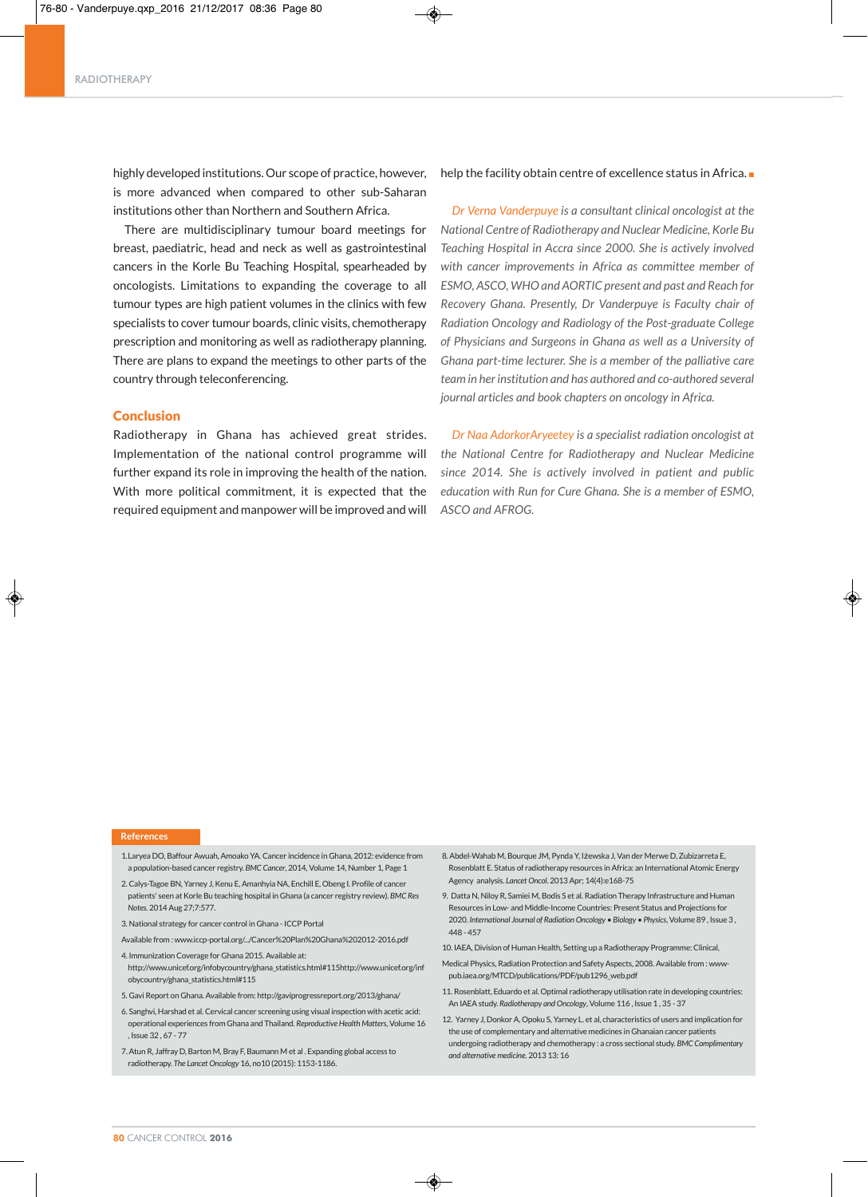highly developed institutions. Our scope of practice, however, is more advanced when compared to other sub-Saharan institutions other than Northern and Southern Africa.

There are multidisciplinary tumour board meetings for breast, paediatric, head and neck as well as gastrointestinal cancers in the Korle Bu Teaching Hospital, spearheaded by oncologists. Limitations to expanding the coverage to all tumour types are high patient volumes in the clinics with few specialists to cover tumour boards, clinic visits, chemotherapy prescription and monitoring as well as radiotherapy planning. There are plans to expand the meetings to other parts of the country through teleconferencing.

## Conclusion

Radiotherapy in Ghana has achieved great strides. Implementation of the national control programme will further expand its role in improving the health of the nation. With more political commitment, it is expected that the required equipment and manpower will be improved and will help the facility obtain centre of excellence status in Africa. ■

*Dr Verna Vanderpuye is a consultant clinical oncologist at the National Centre of Radiotherapy and Nuclear Medicine, Korle Bu Teaching Hospital in Accra since 2000. She is actively involved with cancer improvements in Africa as committee member of ESMO, ASCO, WHO and AORTIC present and past and Reach for Recovery Ghana. Presently, Dr Vanderpuye is Faculty chair of Radiation Oncology and Radiology of the Post-graduate College of Physicians and Surgeons in Ghana as well as a University of Ghana part-time lecturer. She is a member of the palliative care team in her institution and has authored and co-authored several journal articles and book chapters on oncology in Africa.*

*Dr Naa AdorkorAryeetey is a specialist radiation oncologist at the National Centre for Radiotherapy and Nuclear Medicine since 2014. She is actively involved in patient and public education with Run for Cure Ghana. She is a member of ESMO, ASCO and AFROG.*

## References

1. Laryea DO, Baffour Awuah, Amoako YA. Cancer incidence in Ghana, 2012: evidence from a population-based cancer registry. *BMC Cancer*, 2014, Volume 14, Number 1, Page 1
2. Calys-Tagoe BN, Yarney J, Kenu E, Amanhyia NA, Enchill E, Obeng I. Profile of cancer patients' seen at Korle Bu teaching hospital in Ghana (a cancer registry review). *BMC Res Notes*. 2014 Aug 27;7:577.
3. National strategy for cancer control in Ghana - ICCP Portal

   Available from : www.iccp-portal.org/.../Cancer%20Plan%20Ghana%202012-2016.pdf
4. Immunization Coverage for Ghana 2015. Available at: http://www.unicef.org/infobycountry/ghana_statistics.html#115http://www.unicef.org/infobycountry/ghana_statistics.html#115
5. Gavi Report on Ghana. Available from: http://gaviprogressreport.org/2013/ghana/
6. Sanghvi, Harshad et al. Cervical cancer screening using visual inspection with acetic acid: operational experiences from Ghana and Thailand. *Reproductive Health Matters*, Volume 16 , Issue 32 , 67 - 77
7. Atun R, Jaffray D, Barton M, Bray F, Baumann M et al . Expanding global access to radiotherapy. *The Lancet Oncology* 16, no10 (2015): 1153-1186.
8. Abdel-Wahab M, Bourque JM, Pynda Y, Iżewska J, Van der Merwe D, Zubizarreta E, Rosenblatt E. Status of radiotherapy resources in Africa: an International Atomic Energy Agency analysis. *Lancet Oncol*. 2013 Apr; 14(4):e168-75
9. Datta N, Niloy R, Samiei M, Bodis S et al. Radiation Therapy Infrastructure and Human Resources in Low- and Middle-Income Countries: Present Status and Projections for 2020. *International Journal of Radiation Oncology • Biology • Physics*, Volume 89 , Issue 3 , 448 - 457
10. IAEA, Division of Human Health, Setting up a Radiotherapy Programme: Clinical,

    Medical Physics, Radiation Protection and Safety Aspects, 2008. Available from : www-pub.iaea.org/MTCD/publications/PDF/pub1296_web.pdf
11. Rosenblatt, Eduardo et al. Optimal radiotherapy utilisation rate in developing countries: An IAEA study. *Radiotherapy and Oncology*, Volume 116 , Issue 1 , 35 - 37
12. Yarney J, Donkor A, Opoku S, Yarney L. et al, characteristics of users and implication for the use of complementary and alternative medicines in Ghanaian cancer patients undergoing radiotherapy and chemotherapy : a cross sectional study. *BMC Complimentary and alternative medicine*. 2013 13: 16